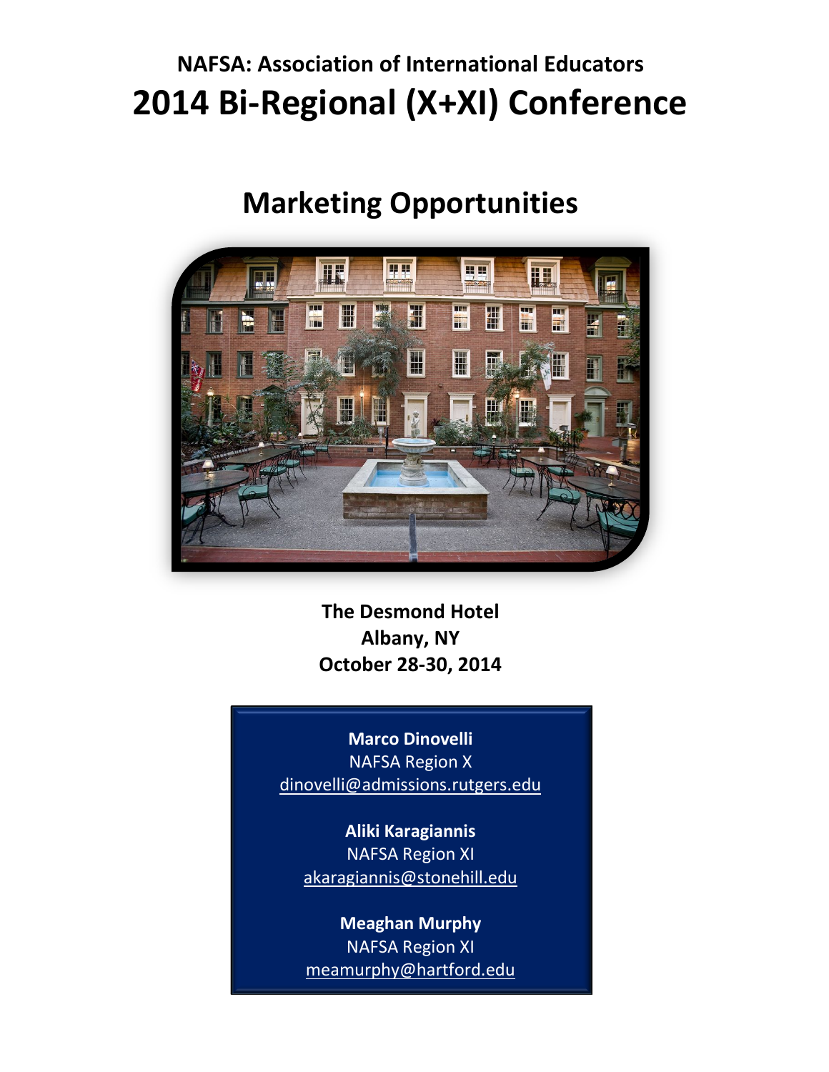**NAFSA: Association of International Educators**

# 2014 Bi-Regional (X+XI) Conference

## Marketing Opportunities

**The Desmond Hotel**
**Albany, NY**
**October 28-30, 2014**

**Marco Dinovelli**
NAFSA Region X
dinovelli@admissions.rutgers.edu

**Aliki Karagiannis**
NAFSA Region XI
akaragiannis@stonehill.edu

**Meaghan Murphy**
NAFSA Region XI
meamurphy@hartford.edu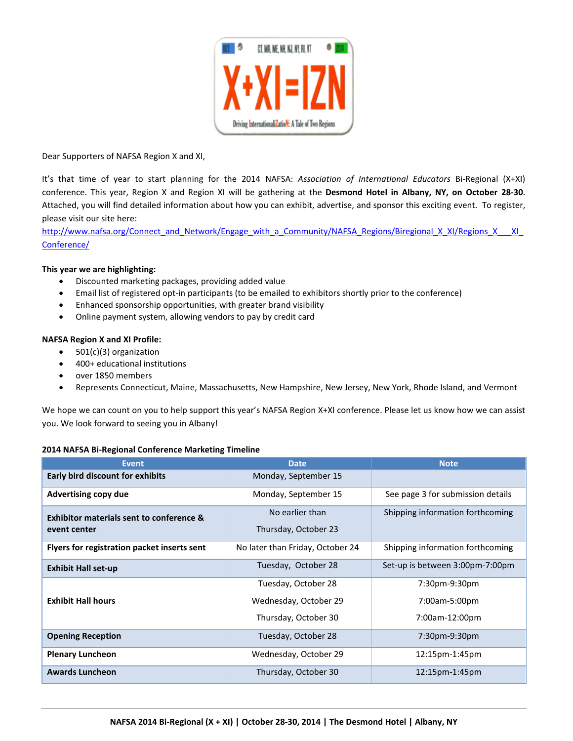Dear Supporters of NAFSA Region X and XI,

It's that time of year to start planning for the 2014 NAFSA: *Association of International Educators* Bi-Regional (X+XI) conference. This year, Region X and Region XI will be gathering at the **Desmond Hotel in Albany, NY, on October 28-30**. Attached, you will find detailed information about how you can exhibit, advertise, and sponsor this exciting event. To register, please visit our site here:
http://www.nafsa.org/Connect_and_Network/Engage_with_a_Community/NAFSA_Regions/Biregional_X_XI/Regions_X___XI_Conference/

**This year we are highlighting:**

- Discounted marketing packages, providing added value
- Email list of registered opt-in participants (to be emailed to exhibitors shortly prior to the conference)
- Enhanced sponsorship opportunities, with greater brand visibility
- Online payment system, allowing vendors to pay by credit card

**NAFSA Region X and XI Profile:**

- 501(c)(3) organization
- 400+ educational institutions
- over 1850 members
- Represents Connecticut, Maine, Massachusetts, New Hampshire, New Jersey, New York, Rhode Island, and Vermont

We hope we can count on you to help support this year's NAFSA Region X+XI conference. Please let us know how we can assist you. We look forward to seeing you in Albany!

**2014 NAFSA Bi-Regional Conference Marketing Timeline**

| Event | Date | Note |
|---|---|---|
| **Early bird discount for exhibits** | Monday, September 15 | |
| **Advertising copy due** | Monday, September 15 | See page 3 for submission details |
| **Exhibitor materials sent to conference & event center** | No earlier than Thursday, October 23 | Shipping information forthcoming |
| **Flyers for registration packet inserts sent** | No later than Friday, October 24 | Shipping information forthcoming |
| **Exhibit Hall set-up** | Tuesday, October 28 | Set-up is between 3:00pm-7:00pm |
| **Exhibit Hall hours** | Tuesday, October 28<br>Wednesday, October 29<br>Thursday, October 30 | 7:30pm-9:30pm<br>7:00am-5:00pm<br>7:00am-12:00pm |
| **Opening Reception** | Tuesday, October 28 | 7:30pm-9:30pm |
| **Plenary Luncheon** | Wednesday, October 29 | 12:15pm-1:45pm |
| **Awards Luncheon** | Thursday, October 30 | 12:15pm-1:45pm |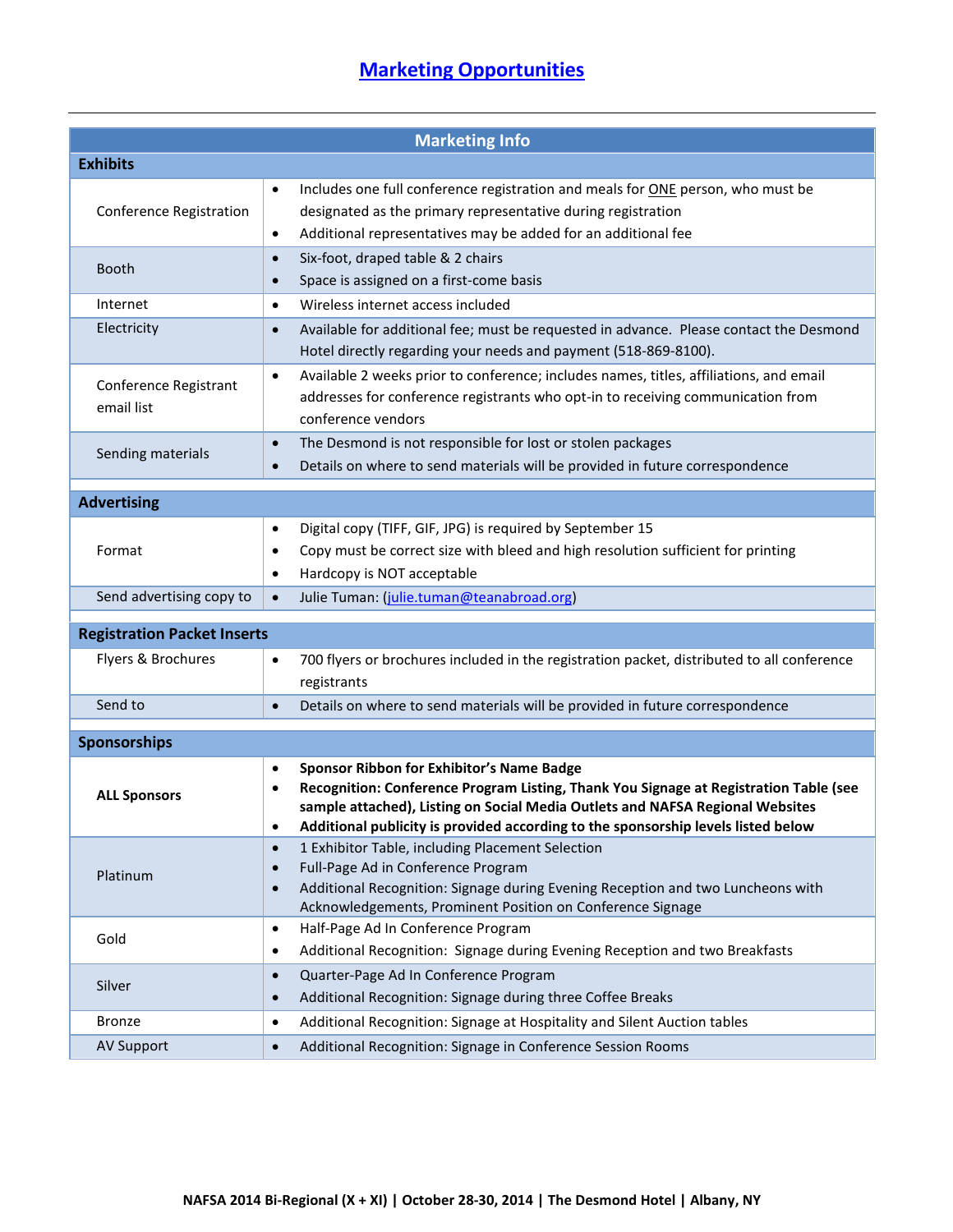# Marketing Opportunities

| Marketing Info | |
|---|---|
| **Exhibits** | |
| Conference Registration | • Includes one full conference registration and meals for ONE person, who must be designated as the primary representative during registration<br>• Additional representatives may be added for an additional fee |
| Booth | • Six-foot, draped table & 2 chairs<br>• Space is assigned on a first-come basis |
| Internet | • Wireless internet access included |
| Electricity | • Available for additional fee; must be requested in advance. Please contact the Desmond Hotel directly regarding your needs and payment (518-869-8100). |
| Conference Registrant email list | • Available 2 weeks prior to conference; includes names, titles, affiliations, and email addresses for conference registrants who opt-in to receiving communication from conference vendors |
| Sending materials | • The Desmond is not responsible for lost or stolen packages<br>• Details on where to send materials will be provided in future correspondence |
| **Advertising** | |
| Format | • Digital copy (TIFF, GIF, JPG) is required by September 15<br>• Copy must be correct size with bleed and high resolution sufficient for printing<br>• Hardcopy is NOT acceptable |
| Send advertising copy to | • Julie Tuman: (julie.tuman@teanabroad.org) |
| **Registration Packet Inserts** | |
| Flyers & Brochures | • 700 flyers or brochures included in the registration packet, distributed to all conference registrants |
| Send to | • Details on where to send materials will be provided in future correspondence |
| **Sponsorships** | |
| **ALL Sponsors** | • **Sponsor Ribbon for Exhibitor's Name Badge**<br>• **Recognition: Conference Program Listing, Thank You Signage at Registration Table (see sample attached), Listing on Social Media Outlets and NAFSA Regional Websites**<br>• **Additional publicity is provided according to the sponsorship levels listed below** |
| Platinum | • 1 Exhibitor Table, including Placement Selection<br>• Full-Page Ad in Conference Program<br>• Additional Recognition: Signage during Evening Reception and two Luncheons with Acknowledgements, Prominent Position on Conference Signage |
| Gold | • Half-Page Ad In Conference Program<br>• Additional Recognition: Signage during Evening Reception and two Breakfasts |
| Silver | • Quarter-Page Ad In Conference Program<br>• Additional Recognition: Signage during three Coffee Breaks |
| Bronze | • Additional Recognition: Signage at Hospitality and Silent Auction tables |
| AV Support | • Additional Recognition: Signage in Conference Session Rooms |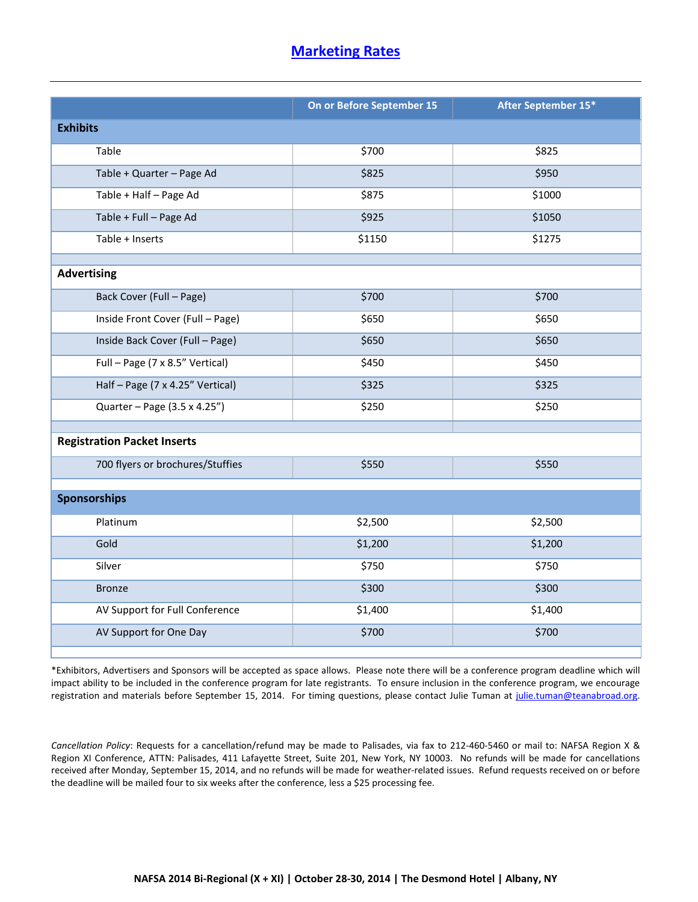# Marketing Rates

| | On or Before September 15 | After September 15* |
|---|---|---|
| **Exhibits** | | |
| Table | $700 | $825 |
| Table + Quarter – Page Ad | $825 | $950 |
| Table + Half – Page Ad | $875 | $1000 |
| Table + Full – Page Ad | $925 | $1050 |
| Table + Inserts | $1150 | $1275 |
| **Advertising** | | |
| Back Cover (Full – Page) | $700 | $700 |
| Inside Front Cover (Full – Page) | $650 | $650 |
| Inside Back Cover (Full – Page) | $650 | $650 |
| Full – Page (7 x 8.5" Vertical) | $450 | $450 |
| Half – Page (7 x 4.25" Vertical) | $325 | $325 |
| Quarter – Page (3.5 x 4.25") | $250 | $250 |
| **Registration Packet Inserts** | | |
| 700 flyers or brochures/Stuffies | $550 | $550 |
| **Sponsorships** | | |
| Platinum | $2,500 | $2,500 |
| Gold | $1,200 | $1,200 |
| Silver | $750 | $750 |
| Bronze | $300 | $300 |
| AV Support for Full Conference | $1,400 | $1,400 |
| AV Support for One Day | $700 | $700 |

*Exhibitors, Advertisers and Sponsors will be accepted as space allows. Please note there will be a conference program deadline which will impact ability to be included in the conference program for late registrants. To ensure inclusion in the conference program, we encourage registration and materials before September 15, 2014. For timing questions, please contact Julie Tuman at julie.tuman@teanabroad.org.

*Cancellation Policy*: Requests for a cancellation/refund may be made to Palisades, via fax to 212-460-5460 or mail to: NAFSA Region X & Region XI Conference, ATTN: Palisades, 411 Lafayette Street, Suite 201, New York, NY 10003. No refunds will be made for cancellations received after Monday, September 15, 2014, and no refunds will be made for weather-related issues. Refund requests received on or before the deadline will be mailed four to six weeks after the conference, less a $25 processing fee.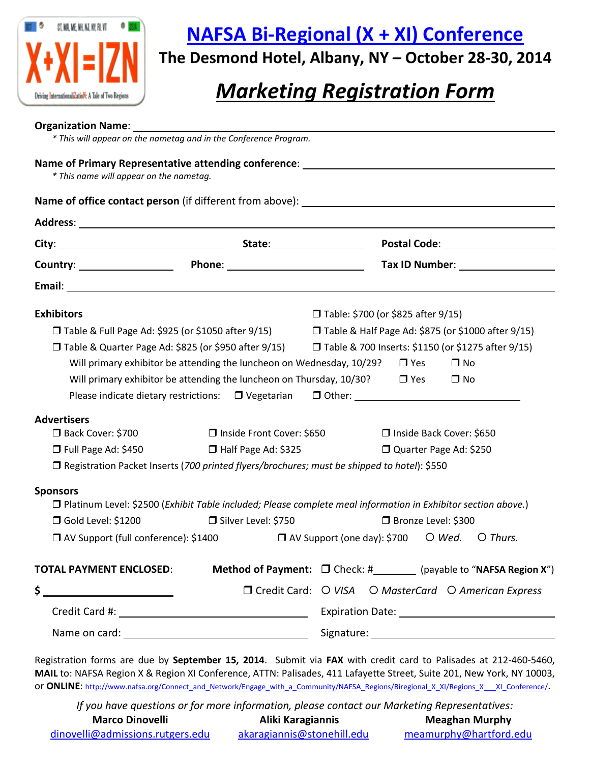# NAFSA Bi-Regional (X + XI) Conference

## The Desmond Hotel, Albany, NY – October 28-30, 2014

## *Marketing Registration Form*

**Organization Name**: ____________________

*\* This will appear on the nametag and in the Conference Program.*

**Name of Primary Representative attending conference**: ____________________

*\* This name will appear on the nametag.*

**Name of office contact person** (if different from above): ____________________

**Address**: ____________________

**City**: ____________ **State**: ____________ **Postal Code**: ____________

**Country**: ____________ **Phone**: ____________ **Tax ID Number**: ____________

**Email**: ____________________

### Exhibitors

❒ Table: $700 (or $825 after 9/15)

❒ Table & Full Page Ad: $925 (or $1050 after 9/15)

❒ Table & Half Page Ad: $875 (or $1000 after 9/15)

❒ Table & Quarter Page Ad: $825 (or $950 after 9/15)

❒ Table & 700 Inserts: $1150 (or $1275 after 9/15)

Will primary exhibitor be attending the luncheon on Wednesday, 10/29? ❒ Yes ❒ No

Will primary exhibitor be attending the luncheon on Thursday, 10/30? ❒ Yes ❒ No

Please indicate dietary restrictions: ❒ Vegetarian ❒ Other: ____________

### Advertisers

❒ Back Cover: $700 ❒ Inside Front Cover: $650 ❒ Inside Back Cover: $650

❒ Full Page Ad: $450 ❒ Half Page Ad: $325 ❒ Quarter Page Ad: $250

❒ Registration Packet Inserts (*700 printed flyers/brochures; must be shipped to hotel*): $550

### Sponsors

❒ Platinum Level: $2500 (*Exhibit Table included; Please complete meal information in Exhibitor section above.*)

❒ Gold Level: $1200 ❒ Silver Level: $750 ❒ Bronze Level: $300

❒ AV Support (full conference): $1400 ❒ AV Support (one day): $700 ○ *Wed.* ○ *Thurs.*

**TOTAL PAYMENT ENCLOSED**: $ ____________

**Method of Payment:** ❒ Check: #________ (payable to "**NAFSA Region X**")

❒ Credit Card: ○ *VISA* ○ *MasterCard* ○ *American Express*

Credit Card #: ____________ Expiration Date: ____________

Name on card: ____________ Signature: ____________

Registration forms are due by **September 15, 2014**. Submit via **FAX** with credit card to Palisades at 212-460-5460, **MAIL** to: NAFSA Region X & Region XI Conference, ATTN: Palisades, 411 Lafayette Street, Suite 201, New York, NY 10003, or **ONLINE**: http://www.nafsa.org/Connect_and_Network/Engage_with_a_Community/NAFSA_Regions/Biregional_X_XI/Regions_X___XI_Conference/.

*If you have questions or for more information, please contact our Marketing Representatives:*

**Marco Dinovelli** — dinovelli@admissions.rutgers.edu

**Aliki Karagiannis** — akaragiannis@stonehill.edu

**Meaghan Murphy** — meamurphy@hartford.edu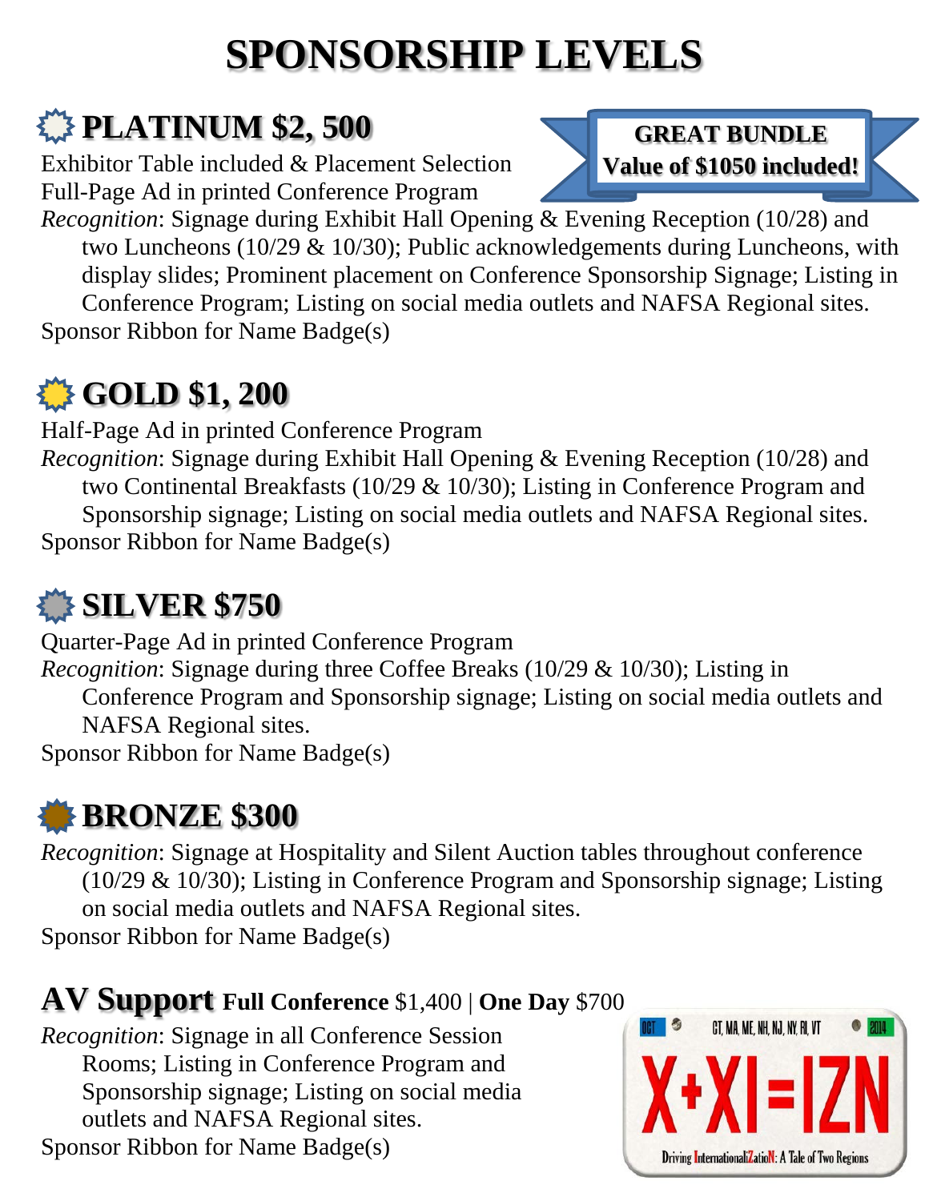# SPONSORSHIP LEVELS

## PLATINUM $2, 500

**GREAT BUNDLE**
**Value of $1050 included!**

Exhibitor Table included & Placement Selection
Full-Page Ad in printed Conference Program
*Recognition*: Signage during Exhibit Hall Opening & Evening Reception (10/28) and two Luncheons (10/29 & 10/30); Public acknowledgements during Luncheons, with display slides; Prominent placement on Conference Sponsorship Signage; Listing in Conference Program; Listing on social media outlets and NAFSA Regional sites.
Sponsor Ribbon for Name Badge(s)

## GOLD $1, 200

Half-Page Ad in printed Conference Program
*Recognition*: Signage during Exhibit Hall Opening & Evening Reception (10/28) and two Continental Breakfasts (10/29 & 10/30); Listing in Conference Program and Sponsorship signage; Listing on social media outlets and NAFSA Regional sites.
Sponsor Ribbon for Name Badge(s)

## SILVER $750

Quarter-Page Ad in printed Conference Program
*Recognition*: Signage during three Coffee Breaks (10/29 & 10/30); Listing in Conference Program and Sponsorship signage; Listing on social media outlets and NAFSA Regional sites.
Sponsor Ribbon for Name Badge(s)

## BRONZE $300

*Recognition*: Signage at Hospitality and Silent Auction tables throughout conference (10/29 & 10/30); Listing in Conference Program and Sponsorship signage; Listing on social media outlets and NAFSA Regional sites.
Sponsor Ribbon for Name Badge(s)

## AV Support **Full Conference** $1,400 | **One Day** $700

*Recognition*: Signage in all Conference Session Rooms; Listing in Conference Program and Sponsorship signage; Listing on social media outlets and NAFSA Regional sites.
Sponsor Ribbon for Name Badge(s)

OCT CT, MA, ME, NH, NJ, NY, RI, VT 2014
X+XI=IZN
Driving InternationaliZatioN: A Tale of Two Regions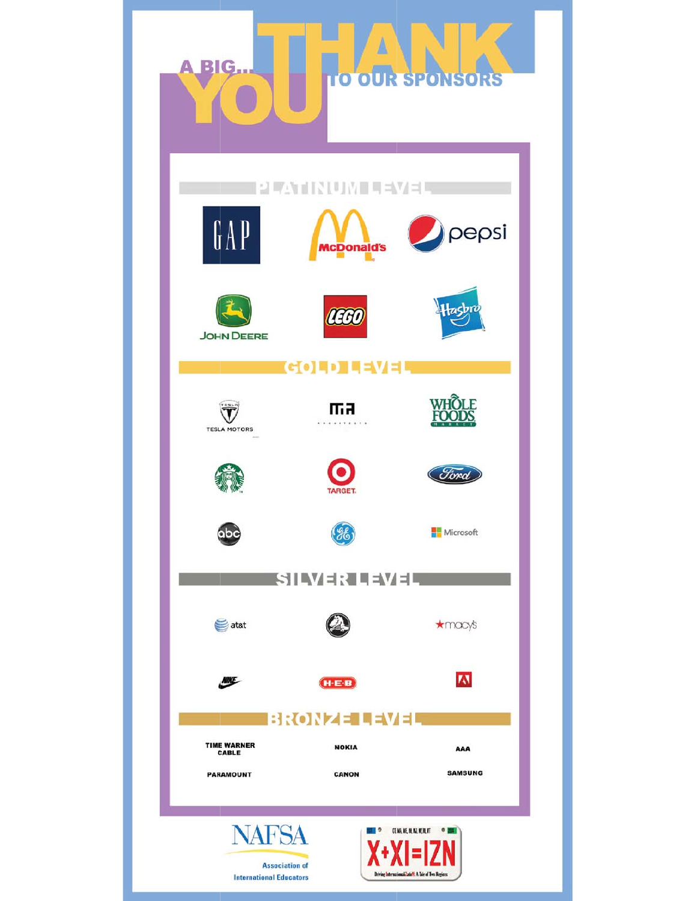# A BIG... THANK YOU TO OUR SPONSORS

## PLATINUM LEVEL

GAP

McDonald's

pepsi

JOHN DEERE

LEGO

Hasbro

## GOLD LEVEL

TESLA MOTORS

WHOLE FOODS MARKET

TARGET

Ford

abc

Microsoft

## SILVER LEVEL

at&t

macy's

H-E-B

## BRONZE LEVEL

TIME WARNER CABLE

NOKIA

AAA

PARAMOUNT

CANON

SAMSUNG

NAFSA

Association of International Educators

X+XI=IZN

Driving InternationalizatioN: A Tale of Two Regions